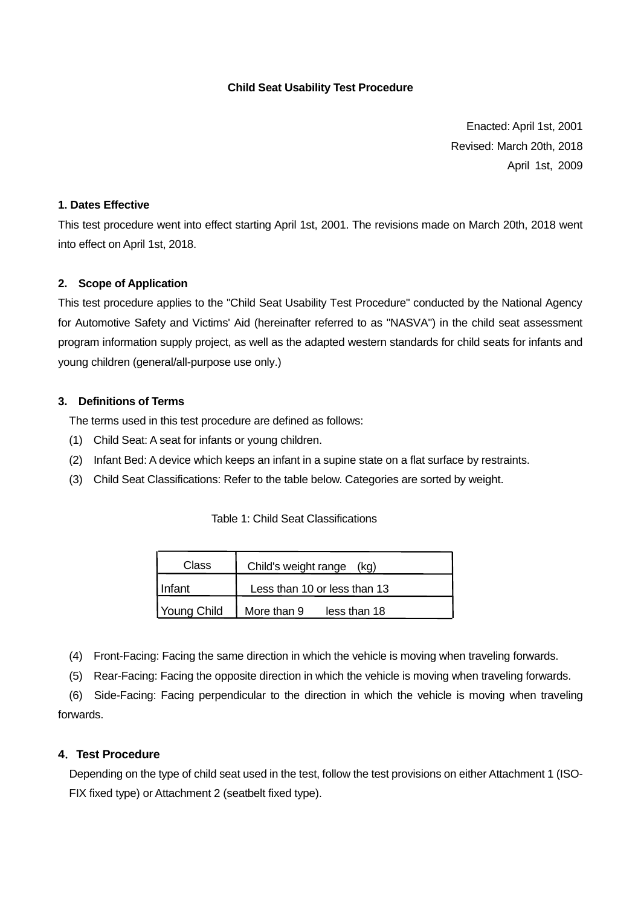# Child Seat Usability Test Procedure

Enacted: April 1st, 2001
Revised: March 20th, 2018
April 1st, 2009

## 1. Dates Effective

This test procedure went into effect starting April 1st, 2001. The revisions made on March 20th, 2018 went into effect on April 1st, 2018.

## 2. Scope of Application

This test procedure applies to the "Child Seat Usability Test Procedure" conducted by the National Agency for Automotive Safety and Victims' Aid (hereinafter referred to as "NASVA") in the child seat assessment program information supply project, as well as the adapted western standards for child seats for infants and young children (general/all-purpose use only.)

## 3. Definitions of Terms

The terms used in this test procedure are defined as follows:

(1) Child Seat: A seat for infants or young children.

(2) Infant Bed: A device which keeps an infant in a supine state on a flat surface by restraints.

(3) Child Seat Classifications: Refer to the table below. Categories are sorted by weight.

Table 1: Child Seat Classifications

| Class | Child's weight range (kg) |
|---|---|
| Infant | Less than 10 or less than 13 |
| Young Child | More than 9 less than 18 |

(4) Front-Facing: Facing the same direction in which the vehicle is moving when traveling forwards.

(5) Rear-Facing: Facing the opposite direction in which the vehicle is moving when traveling forwards.

(6) Side-Facing: Facing perpendicular to the direction in which the vehicle is moving when traveling forwards.

## 4. Test Procedure

Depending on the type of child seat used in the test, follow the test provisions on either Attachment 1 (ISO-FIX fixed type) or Attachment 2 (seatbelt fixed type).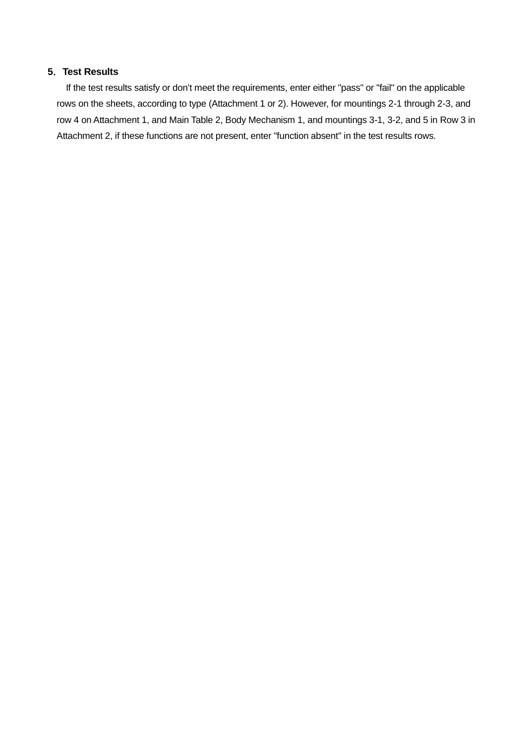## 5. Test Results

If the test results satisfy or don't meet the requirements, enter either "pass" or "fail" on the applicable rows on the sheets, according to type (Attachment 1 or 2). However, for mountings 2-1 through 2-3, and row 4 on Attachment 1, and Main Table 2, Body Mechanism 1, and mountings 3-1, 3-2, and 5 in Row 3 in Attachment 2, if these functions are not present, enter "function absent" in the test results rows.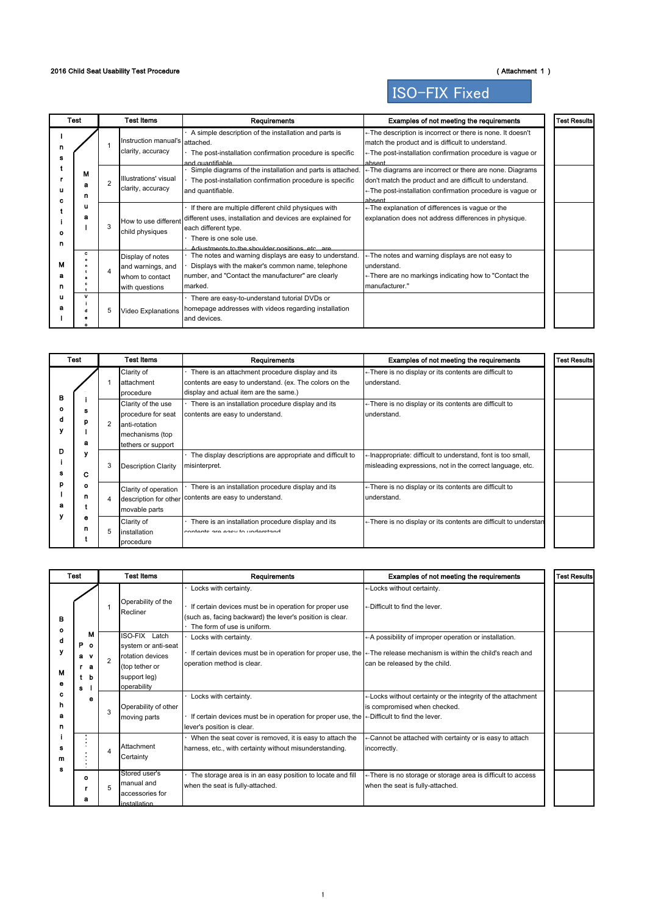2016 Child Seat Usability Test Procedure

( Attachment 1 )

**ISO-FIX Fixed**

| Test | | | Test Items | Requirements | Examples of not meeting the requirements | Test Results |
|---|---|---|---|---|---|---|
| Instruction Manual | Manual | 1 | Instruction manual's clarity, accuracy | · A simple description of the installation and parts is attached.<br>· The post-installation confirmation procedure is specific and quantifiable. | ←The description is incorrect or there is none. It doesn't match the product and is difficult to understand.<br>←The post-installation confirmation procedure is vague or absent. | |
| | | 2 | Illustrations' visual clarity, accuracy | · Simple diagrams of the installation and parts is attached.<br>· The post-installation confirmation procedure is specific and quantifiable. | ←The diagrams are incorrect or there are none. Diagrams don't match the product and are difficult to understand.<br>←The post-installation confirmation procedure is vague or absent. | |
| | | 3 | How to use different child physiques | · If there are multiple different child physiques with different uses, installation and devices are explained for each different type.<br>· There is one sole use.<br>· Adjustments to the shoulder positions, etc., are | ←The explanation of differences is vague or the explanation does not address differences in physique. | |
| | Contact | 4 | Display of notes and warnings, and whom to contact with questions | · The notes and warning displays are easy to understand.<br>· Displays with the maker's common name, telephone number, and "Contact the manufacturer" are clearly marked. | ←The notes and warning displays are not easy to understand.<br>←There are no markings indicating how to "Contact the manufacturer." | |
| | Video | 5 | Video Explanations | · There are easy-to-understand tutorial DVDs or homepage addresses with videos regarding installation and devices. | | |

| Test | | | Test Items | Requirements | Examples of not meeting the requirements | Test Results |
|---|---|---|---|---|---|---|
| Body Display | Display Content | 1 | Clarity of attachment procedure | · There is an attachment procedure display and its contents are easy to understand. (ex. The colors on the display and actual item are the same.) | ←There is no display or its contents are difficult to understand. | |
| | | 2 | Clarity of the use procedure for seat anti-rotation mechanisms (top tethers or support | · There is an installation procedure display and its contents are easy to understand. | ←There is no display or its contents are difficult to understand. | |
| | | 3 | Description Clarity | · The display descriptions are appropriate and difficult to misinterpret. | ←Inappropriate: difficult to understand, font is too small, misleading expressions, not in the correct language, etc. | |
| | | 4 | Clarity of operation description for other movable parts | · There is an installation procedure display and its contents are easy to understand. | ←There is no display or its contents are difficult to understand. | |
| | | 5 | Clarity of installation procedure | · There is an installation procedure display and its contents are easy to understand | ←There is no display or its contents are difficult to understan | |

| Test | | | Test Items | Requirements | Examples of not meeting the requirements | Test Results |
|---|---|---|---|---|---|---|
| Body Mechanisms | Movable Parts | 1 | Operability of the Recliner | · Locks with certainty.<br>· If certain devices must be in operation for proper use (such as, facing backward) the lever's position is clear.<br>· The form of use is uniform. | ←Locks without certainty.<br>←Difficult to find the lever. | |
| | | 2 | ISO-FIX Latch system or anti-seat rotation devices (top tether or support leg) operability | · Locks with certainty.<br>· If certain devices must be in operation for proper use, the operation method is clear. | ←A possibility of improper operation or installation.<br>←The release mechanism is within the child's reach and can be released by the child. | |
| | | 3 | Operability of other moving parts | · Locks with certainty.<br>· If certain devices must be in operation for proper use, the lever's position is clear. | ←Locks without certainty or the integrity of the attachment is compromised when checked.<br>←Difficult to find the lever. | |
| | ⋮ | 4 | Attachment Certainty | · When the seat cover is removed, it is easy to attach the harness, etc., with certainty without misunderstanding. | ←Cannot be attached with certainty or is easy to attach incorrectly. | |
| | ora | 5 | Stored user's manual and accessories for installation | · The storage area is in an easy position to locate and fill when the seat is fully-attached. | ←There is no storage or storage area is difficult to access when the seat is fully-attached. | |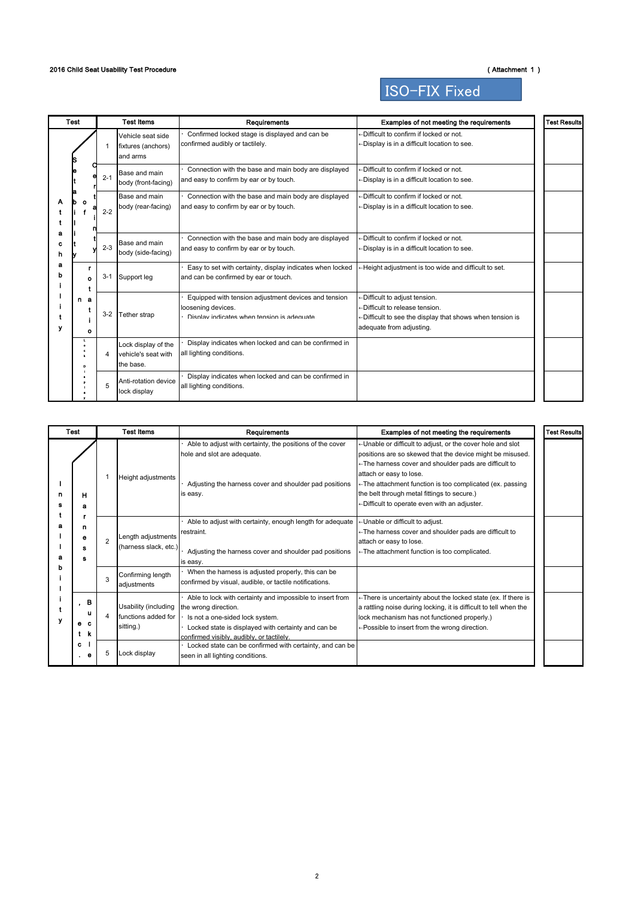2016 Child Seat Usability Test Procedure

( Attachment 1 )

## ISO-FIX Fixed

| Test | | | Test Items | Requirements | Examples of not meeting the requirements | Test Results |
|---|---|---|---|---|---|---|
| Attachability | Seat ability, Certification | 1 | Vehicle seat side fixtures (anchors) and arms | · Confirmed locked stage is displayed and can be confirmed audibly or tactilely. | ←Difficult to confirm if locked or not.<br>←Display is in a difficult location to see. | |
| | | 2-1 | Base and main body (front-facing) | · Connection with the base and main body are displayed and easy to confirm by ear or by touch. | ←Difficult to confirm if locked or not.<br>←Display is in a difficult location to see. | |
| | | 2-2 | Base and main body (rear-facing) | · Connection with the base and main body are displayed and easy to confirm by ear or by touch. | ←Difficult to confirm if locked or not.<br>←Display is in a difficult location to see. | |
| | | 2-3 | Base and main body (side-facing) | · Connection with the base and main body are displayed and easy to confirm by ear or by touch. | ←Difficult to confirm if locked or not.<br>←Display is in a difficult location to see. | |
| | Anti-rotation | 3-1 | Support leg | · Easy to set with certainty, display indicates when locked and can be confirmed by ear or touch. | ←Height adjustment is too wide and difficult to set. | |
| | | 3-2 | Tether strap | · Equipped with tension adjustment devices and tension loosening devices.<br>· Display indicates when tension is adequate | ←Difficult to adjust tension.<br>←Difficult to release tension.<br>←Difficult to see the display that shows when tension is adequate from adjusting. | |
| | Lock display | 4 | Lock display of the vehicle's seat with the base. | · Display indicates when locked and can be confirmed in all lighting conditions. | | |
| | | 5 | Anti-rotation device lock display | · Display indicates when locked and can be confirmed in all lighting conditions. | | |

| Test | | | Test Items | Requirements | Examples of not meeting the requirements | Test Results |
|---|---|---|---|---|---|---|
| Installability | Harness | 1 | Height adjustments | · Able to adjust with certainty, the positions of the cover hole and slot are adequate.<br>· Adjusting the harness cover and shoulder pad positions is easy. | ←Unable or difficult to adjust, or the cover hole and slot positions are so skewed that the device might be misused.<br>←The harness cover and shoulder pads are difficult to attach or easy to lose.<br>←The attachment function is too complicated (ex. passing the belt through metal fittings to secure.)<br>←Difficult to operate even with an adjuster. | |
| | | 2 | Length adjustments (harness slack, etc.) | · Able to adjust with certainty, enough length for adequate restraint.<br>· Adjusting the harness cover and shoulder pad positions is easy. | ←Unable or difficult to adjust.<br>←The harness cover and shoulder pads are difficult to attach or easy to lose.<br>←The attachment function is too complicated. | |
| | | 3 | Confirming length adjustments | · When the harness is adjusted properly, this can be confirmed by visual, audible, or tactile notifications. | | |
| | Buckle, etc. | 4 | Usability (including functions added for sitting.) | · Able to lock with certainty and impossible to insert from the wrong direction.<br>· Is not a one-sided lock system.<br>· Locked state is displayed with certainty and can be confirmed visibly, audibly, or tactilely. | ←There is uncertainty about the locked state (ex. If there is a rattling noise during locking, it is difficult to tell when the lock mechanism has not functioned properly.)<br>←Possible to insert from the wrong direction. | |
| | | 5 | Lock display | · Locked state can be confirmed with certainty, and can be seen in all lighting conditions. | | |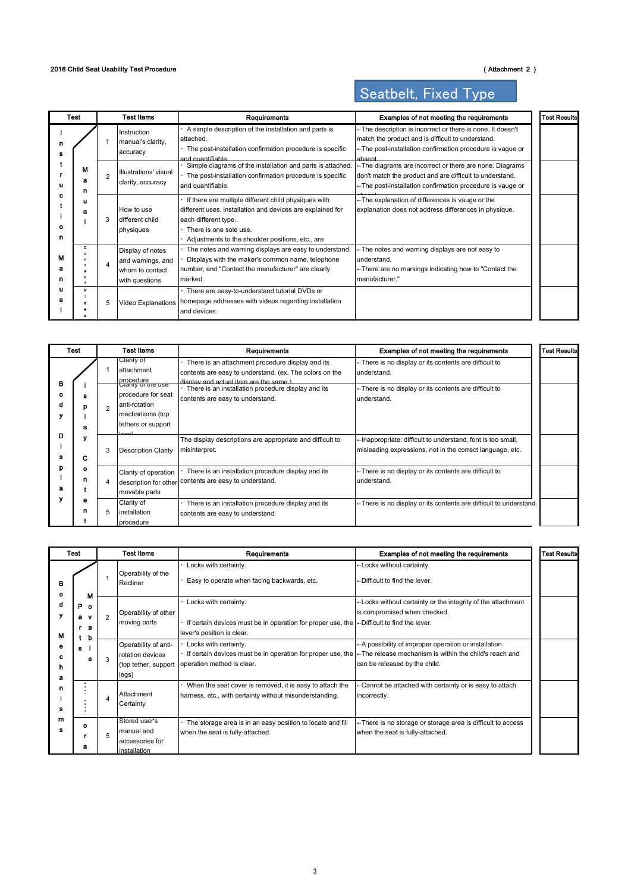2016 Child Seat Usability Test Procedure

(Attachment 2)

## Seatbelt, Fixed Type

| Test | | | Test Items | Requirements | Examples of not meeting the requirements | Test Results |
|---|---|---|---|---|---|---|
| Instruction Manual | Manual | 1 | Instruction manual's clarity, accuracy | · A simple description of the installation and parts is attached.<br>· The post-installation confirmation procedure is specific and quantifiable. | ←The description is incorrect or there is none. It doesn't match the product and is difficult to understand.<br>←The post-installation confirmation procedure is vague or absent. | |
| | | 2 | Illustrations' visual clarity, accuracy | · Simple diagrams of the installation and parts is attached.<br>· The post-installation confirmation procedure is specific and quantifiable. | ←The diagrams are incorrect or there are none. Diagrams don't match the product and are difficult to understand.<br>←The post-installation confirmation procedure is vague or absent. | |
| | | 3 | How to use different child physiques | · If there are multiple different child physiques with different uses, installation and devices are explained for each different type.<br>· There is one sole use.<br>· Adjustments to the shoulder positions, etc., are | ←The explanation of differences is vauge or the explanation does not address differences in physique. | |
| | Content | 4 | Display of notes and warnings, and whom to contact with questions | · The notes and warning displays are easy to understand.<br>· Displays with the maker's common name, telephone number, and "Contact the manufacturer" are clearly marked. | ←The notes and warning displays are not easy to understand.<br>←There are no markings indicating how to "Contact the manufacturer." | |
| | Video | 5 | Video Explanations | · There are easy-to-understand tutorial DVDs or homepage addresses with videos regarding installation and devices. | | |

| Test | | | Test Items | Requirements | Examples of not meeting the requirements | Test Results |
|---|---|---|---|---|---|---|
| Body Display | is play Content | 1 | Clarity of attachment procedure | · There is an attachment procedure display and its contents are easy to understand. (ex. The colors on the display and actual item are the same.) | ←There is no display or its contents are difficult to understand. | |
| | | 2 | Clarity of the use procedure for seat anti-rotation mechanisms (top tethers or support legs) | · There is an installation procedure display and its contents are easy to understand. | ←There is no display or its contents are difficult to understand. | |
| | | 3 | Description Clarity | The display descriptions are appropriate and difficult to misinterpret. | ←Inappropriate: difficult to understand, font is too small, misleading expressions, not in the correct language, etc. | |
| | | 4 | Clarity of operation description for other movable parts | · There is an installation procedure display and its contents are easy to understand. | ←There is no display or its contents are difficult to understand. | |
| | | 5 | Clarity of installation procedure | · There is an installation procedure display and its contents are easy to understand. | ←There is no display or its contents are difficult to understand. | |

| Test | | | Test Items | Requirements | Examples of not meeting the requirements | Test Results |
|---|---|---|---|---|---|---|
| Body Mechanisms | Movable Parts | 1 | Operability of the Recliner | · Locks with certainty.<br>· Easy to operate when facing backwards, etc. | ←Locks without certainty.<br>←Difficult to find the lever. | |
| | | 2 | Operability of other moving parts | · Locks with certainty.<br>· If certain devices must be in operation for proper use, the lever's position is clear. | ←Locks without certainty or the integrity of the attachment is compromised when checked.<br>←Difficult to find the lever. | |
| | | 3 | Operability of anti-rotation devices (top tether, support legs) | · Locks with certainty.<br>· If certain devices must be in operation for proper use, the operation method is clear. | ←A possibility of improper operation or installation.<br>←The release mechanism is within the child's reach and can be released by the child. | |
| | ⋮ | 4 | Attachment Certainty | · When the seat cover is removed, it is easy to attach the harness, etc., with certainty without misunderstanding. | ←Cannot be attached with certainty or is easy to attach incorrectly. | |
| | ora | 5 | Stored user's manual and accessories for installation | · The storage area is in an easy position to locate and fill when the seat is fully-attached. | ←There is no storage or storage area is difficult to access when the seat is fully-attached. | |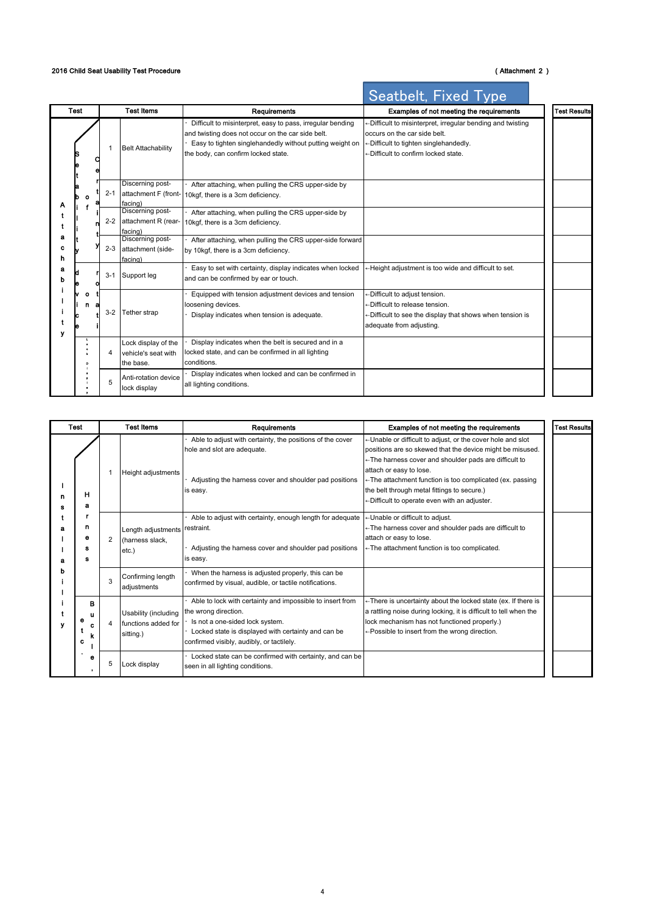2016 Child Seat Usability Test Procedure

( Attachment 2 )

## Seatbelt, Fixed Type

| Test | | | Test Items | Requirements | Examples of not meeting the requirements | Test Results |
|---|---|---|---|---|---|---|
| Attachability | Seatbelt / Certification | 1 | Belt Attachability | · Difficult to misinterpret, easy to pass, irregular bending and twisting does not occur on the car side belt.<br>· Easy to tighten singlehandedly without putting weight on the body, can confirm locked state. | ←Difficult to misinterpret, irregular bending and twisting occurs on the car side belt.<br>←Difficult to tighten singlehandedly.<br>←Difficult to confirm locked state. | |
| | | 2-1 | Discerning post-attachment F (front-facing) | · After attaching, when pulling the CRS upper-side by 10kgf, there is a 3cm deficiency. | | |
| | | 2-2 | Discerning post-attachment R (rear-facing) | · After attaching, when pulling the CRS upper-side by 10kgf, there is a 3cm deficiency. | | |
| | | 2-3 | Discerning post-attachment (side-facing) | · After attaching, when pulling the CRS upper-side forward by 10kgf, there is a 3cm deficiency. | | |
| | Device / Rotation | 3-1 | Support leg | · Easy to set with certainty, display indicates when locked and can be confirmed by ear or touch. | ←Height adjustment is too wide and difficult to set. | |
| | | 3-2 | Tether strap | · Equipped with tension adjustment devices and tension loosening devices.<br>· Display indicates when tension is adequate. | ←Difficult to adjust tension.<br>←Difficult to release tension.<br>←Difficult to see the display that shows when tension is adequate from adjusting. | |
| | | 4 | Lock display of the vehicle's seat with the base. | · Display indicates when the belt is secured and in a locked state, and can be confirmed in all lighting conditions. | | |
| | | 5 | Anti-rotation device lock display | · Display indicates when locked and can be confirmed in all lighting conditions. | | |

| Test | | | Test Items | Requirements | Examples of not meeting the requirements | Test Results |
|---|---|---|---|---|---|---|
| Installability | Harness | 1 | Height adjustments | · Able to adjust with certainty, the positions of the cover hole and slot are adequate.<br>· Adjusting the harness cover and shoulder pad positions is easy. | ←Unable or difficult to adjust, or the cover hole and slot positions are so skewed that the device might be misused.<br>←The harness cover and shoulder pads are difficult to attach or easy to lose.<br>←The attachment function is too complicated (ex. passing the belt through metal fittings to secure.)<br>←Difficult to operate even with an adjuster. | |
| | | 2 | Length adjustments (harness slack, etc.) | · Able to adjust with certainty, enough length for adequate restraint.<br>· Adjusting the harness cover and shoulder pad positions is easy. | ←Unable or difficult to adjust.<br>←The harness cover and shoulder pads are difficult to attach or easy to lose.<br>←The attachment function is too complicated. | |
| | | 3 | Confirming length adjustments | · When the harness is adjusted properly, this can be confirmed by visual, audible, or tactile notifications. | | |
| | Buckle, etc. | 4 | Usability (including functions added for sitting.) | · Able to lock with certainty and impossible to insert from the wrong direction.<br>· Is not a one-sided lock system.<br>· Locked state is displayed with certainty and can be confirmed visibly, audibly, or tactilely. | ←There is uncertainty about the locked state (ex. If there is a rattling noise during locking, it is difficult to tell when the lock mechanism has not functioned properly.)<br>←Possible to insert from the wrong direction. | |
| | | 5 | Lock display | · Locked state can be confirmed with certainty, and can be seen in all lighting conditions. | | |